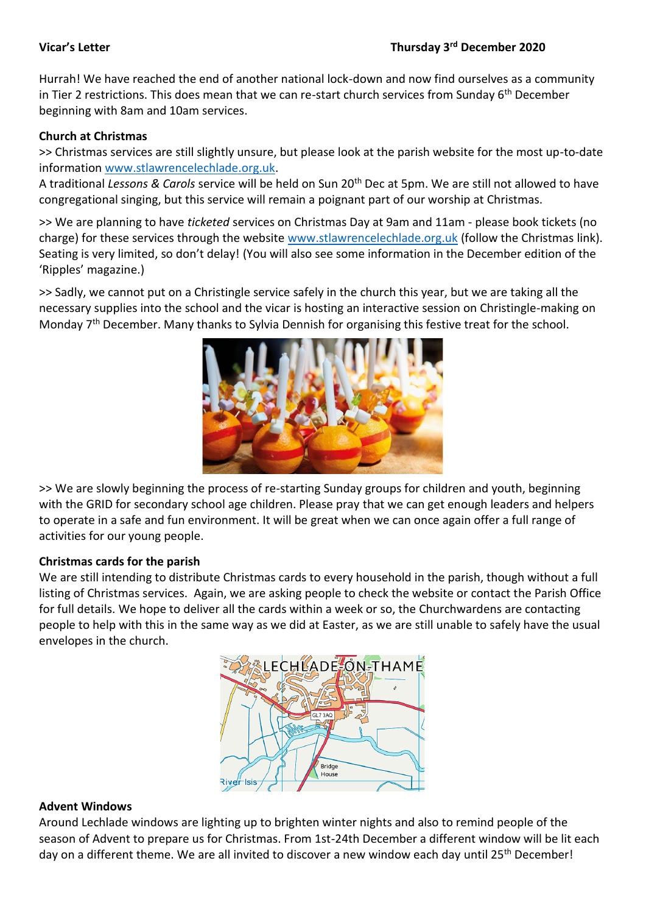**Vicar's Letter** **Thursday 3rd December 2020**

Hurrah! We have reached the end of another national lock-down and now find ourselves as a community in Tier 2 restrictions. This does mean that we can re-start church services from Sunday 6th December beginning with 8am and 10am services.

**Church at Christmas**

>> Christmas services are still slightly unsure, but please look at the parish website for the most up-to-date information www.stlawrencelechlade.org.uk.

A traditional *Lessons & Carols* service will be held on Sun 20th Dec at 5pm. We are still not allowed to have congregational singing, but this service will remain a poignant part of our worship at Christmas.

>> We are planning to have *ticketed* services on Christmas Day at 9am and 11am - please book tickets (no charge) for these services through the website www.stlawrencelechlade.org.uk (follow the Christmas link). Seating is very limited, so don't delay! (You will also see some information in the December edition of the 'Ripples' magazine.)

>> Sadly, we cannot put on a Christingle service safely in the church this year, but we are taking all the necessary supplies into the school and the vicar is hosting an interactive session on Christingle-making on Monday 7th December. Many thanks to Sylvia Dennish for organising this festive treat for the school.

>> We are slowly beginning the process of re-starting Sunday groups for children and youth, beginning with the GRID for secondary school age children. Please pray that we can get enough leaders and helpers to operate in a safe and fun environment. It will be great when we can once again offer a full range of activities for our young people.

**Christmas cards for the parish**

We are still intending to distribute Christmas cards to every household in the parish, though without a full listing of Christmas services. Again, we are asking people to check the website or contact the Parish Office for full details. We hope to deliver all the cards within a week or so, the Churchwardens are contacting people to help with this in the same way as we did at Easter, as we are still unable to safely have the usual envelopes in the church.

**Advent Windows**

Around Lechlade windows are lighting up to brighten winter nights and also to remind people of the season of Advent to prepare us for Christmas. From 1st-24th December a different window will be lit each day on a different theme. We are all invited to discover a new window each day until 25th December!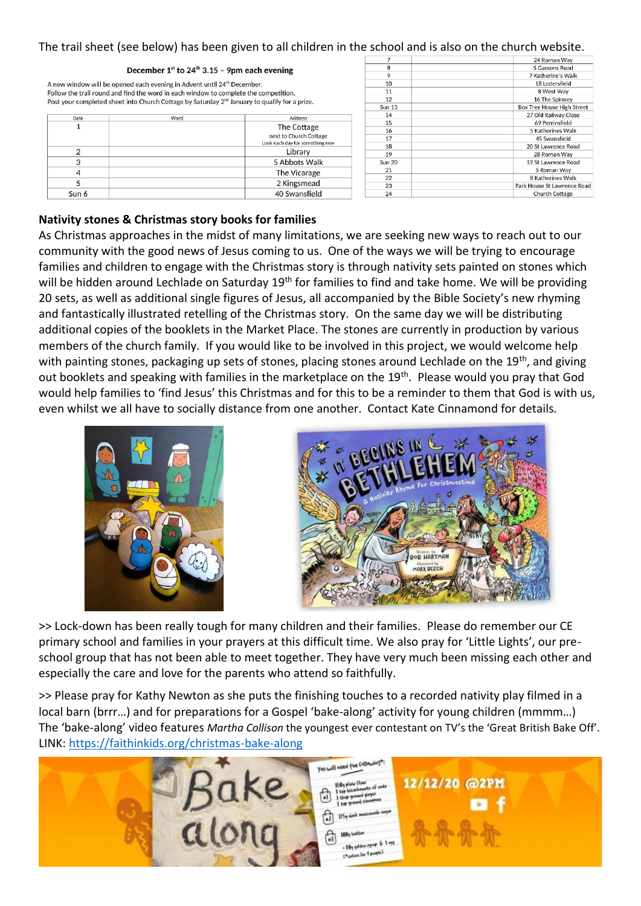The trail sheet (see below) has been given to all children in the school and is also on the church website.

**December 1st to 24th 3.15 – 9pm each evening**

A new window will be opened each evening in Advent until 24th December.
Follow the trail round and find the word in each window to complete the competition.
Post your completed sheet into Church Cottage by Saturday 2nd January to qualify for a prize.

| Date | Word | Address |
|---|---|---|
| 1 | | The Cottage next to Church Cottage Look each day for something new |
| 2 | | Library |
| 3 | | 5 Abbots Walk |
| 4 | | The Vicarage |
| 5 | | 2 Kingsmead |
| Sun 6 | | 40 Swansfield |
| 7 | | 24 Roman Way |
| 8 | | 5 Gassons Road |
| 9 | | 7 Katherine's Walk |
| 10 | | 18 Lodersfield |
| 11 | | 8 West Way |
| 12 | | 16 The Spinney |
| Sun 13 | | Box Tree House High Street |
| 14 | | 27 Old Railway Close |
| 15 | | 69 Perrinsfield |
| 16 | | 5 Katherines Walk |
| 17 | | 45 Swansfield |
| 18 | | 20 St Lawrence Road |
| 19 | | 28 Roman Way |
| Sun 20 | | 19 St Lawrence Road |
| 21 | | 5 Roman Way |
| 22 | | 8 Katherines Walk |
| 23 | | Park House St Lawrence Road |
| 24 | | Church Cottage |

**Nativity stones & Christmas story books for families**

As Christmas approaches in the midst of many limitations, we are seeking new ways to reach out to our community with the good news of Jesus coming to us. One of the ways we will be trying to encourage families and children to engage with the Christmas story is through nativity sets painted on stones which will be hidden around Lechlade on Saturday 19th for families to find and take home. We will be providing 20 sets, as well as additional single figures of Jesus, all accompanied by the Bible Society's new rhyming and fantastically illustrated retelling of the Christmas story. On the same day we will be distributing additional copies of the booklets in the Market Place. The stones are currently in production by various members of the church family. If you would like to be involved in this project, we would welcome help with painting stones, packaging up sets of stones, placing stones around Lechlade on the 19th, and giving out booklets and speaking with families in the marketplace on the 19th. Please would you pray that God would help families to 'find Jesus' this Christmas and for this to be a reminder to them that God is with us, even whilst we all have to socially distance from one another. Contact Kate Cinnamond for details.

>> Lock-down has been really tough for many children and their families. Please do remember our CE primary school and families in your prayers at this difficult time. We also pray for 'Little Lights', our pre-school group that has not been able to meet together. They have very much been missing each other and especially the care and love for the parents who attend so faithfully.

>> Please pray for Kathy Newton as she puts the finishing touches to a recorded nativity play filmed in a local barn (brrr…) and for preparations for a Gospel 'bake-along' activity for young children (mmmm…) The 'bake-along' video features *Martha Collison* the youngest ever contestant on TV's the 'Great British Bake Off'. LINK: https://faithinkids.org/christmas-bake-along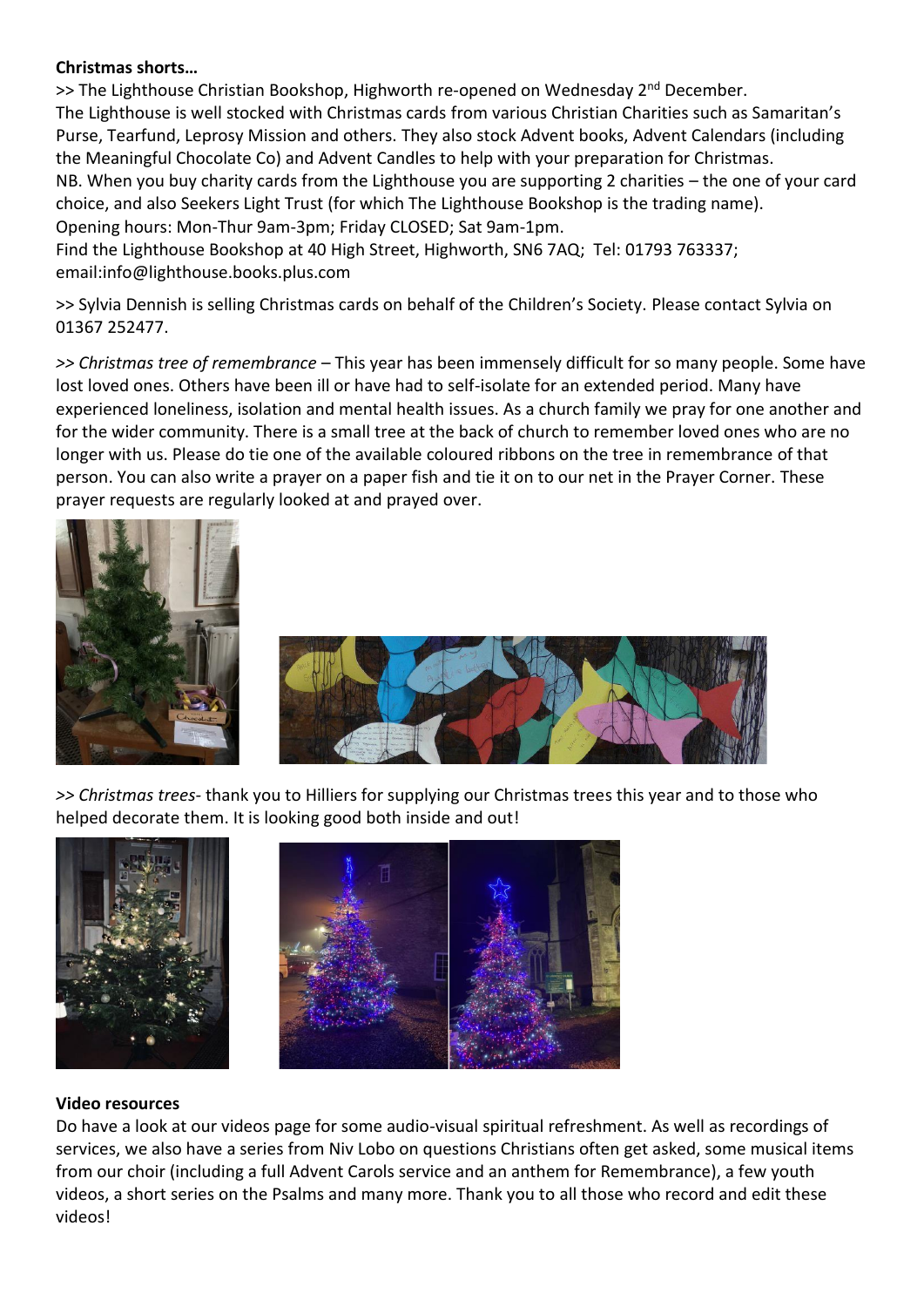**Christmas shorts…**

>> The Lighthouse Christian Bookshop, Highworth re-opened on Wednesday 2nd December. The Lighthouse is well stocked with Christmas cards from various Christian Charities such as Samaritan's Purse, Tearfund, Leprosy Mission and others. They also stock Advent books, Advent Calendars (including the Meaningful Chocolate Co) and Advent Candles to help with your preparation for Christmas.
NB. When you buy charity cards from the Lighthouse you are supporting 2 charities – the one of your card choice, and also Seekers Light Trust (for which The Lighthouse Bookshop is the trading name).
Opening hours: Mon-Thur 9am-3pm; Friday CLOSED; Sat 9am-1pm.
Find the Lighthouse Bookshop at 40 High Street, Highworth, SN6 7AQ; Tel: 01793 763337; email:info@lighthouse.books.plus.com

>> Sylvia Dennish is selling Christmas cards on behalf of the Children's Society. Please contact Sylvia on 01367 252477.

>> *Christmas tree of remembrance* – This year has been immensely difficult for so many people. Some have lost loved ones. Others have been ill or have had to self-isolate for an extended period. Many have experienced loneliness, isolation and mental health issues. As a church family we pray for one another and for the wider community. There is a small tree at the back of church to remember loved ones who are no longer with us. Please do tie one of the available coloured ribbons on the tree in remembrance of that person. You can also write a prayer on a paper fish and tie it on to our net in the Prayer Corner. These prayer requests are regularly looked at and prayed over.

>> *Christmas trees*- thank you to Hilliers for supplying our Christmas trees this year and to those who helped decorate them. It is looking good both inside and out!

**Video resources**

Do have a look at our videos page for some audio-visual spiritual refreshment. As well as recordings of services, we also have a series from Niv Lobo on questions Christians often get asked, some musical items from our choir (including a full Advent Carols service and an anthem for Remembrance), a few youth videos, a short series on the Psalms and many more. Thank you to all those who record and edit these videos!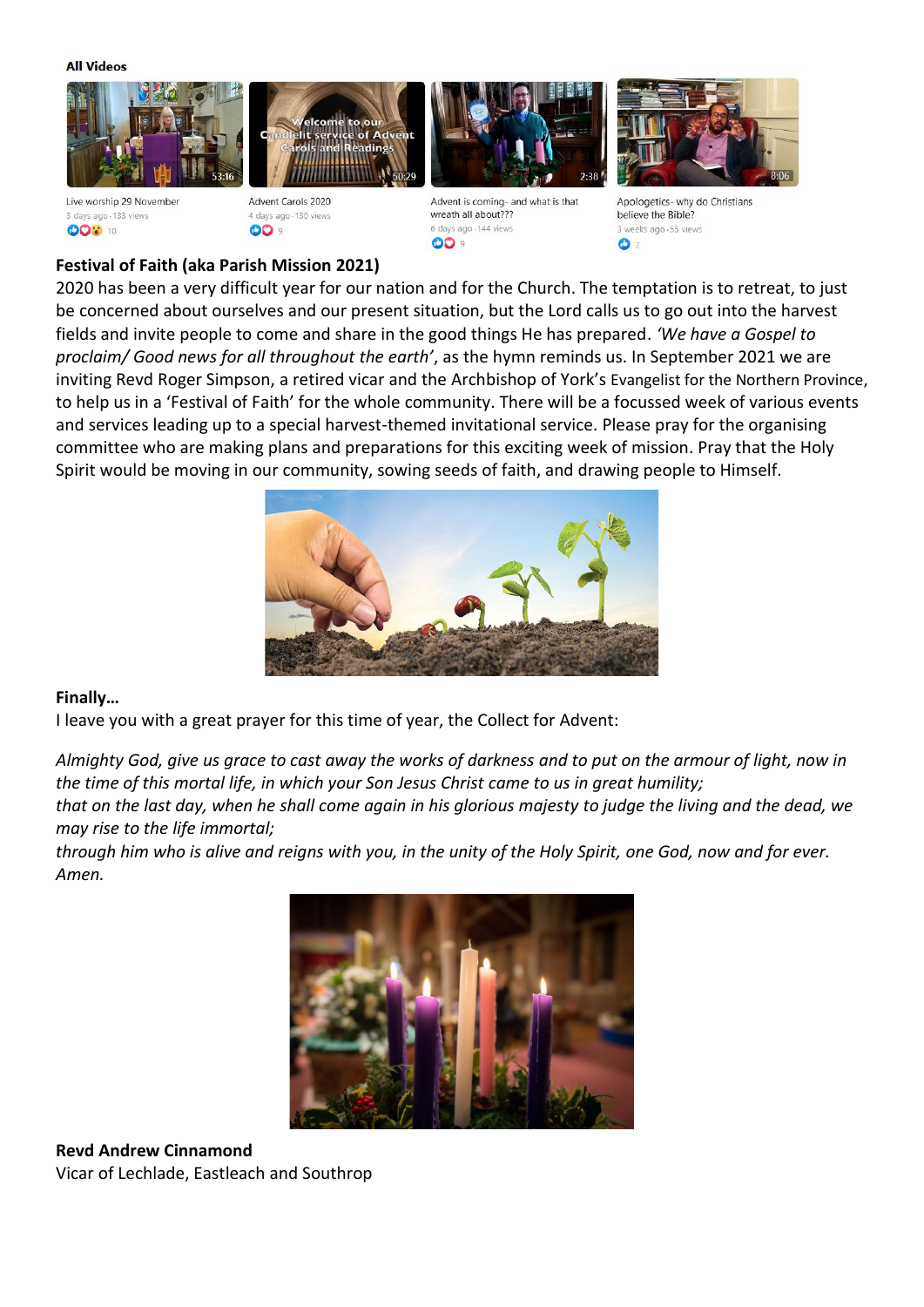**All Videos**

Live worship 29 November
3 days ago · 133 views

Advent Carols 2020
4 days ago · 130 views

Advent is coming- and what is that wreath all about???
6 days ago · 144 views

Apologetics- why do Christians believe the Bible?
3 weeks ago · 55 views

**Festival of Faith (aka Parish Mission 2021)**

2020 has been a very difficult year for our nation and for the Church. The temptation is to retreat, to just be concerned about ourselves and our present situation, but the Lord calls us to go out into the harvest fields and invite people to come and share in the good things He has prepared. *'We have a Gospel to proclaim/ Good news for all throughout the earth'*, as the hymn reminds us. In September 2021 we are inviting Revd Roger Simpson, a retired vicar and the Archbishop of York's Evangelist for the Northern Province, to help us in a 'Festival of Faith' for the whole community. There will be a focussed week of various events and services leading up to a special harvest-themed invitational service. Please pray for the organising committee who are making plans and preparations for this exciting week of mission. Pray that the Holy Spirit would be moving in our community, sowing seeds of faith, and drawing people to Himself.

**Finally…**

I leave you with a great prayer for this time of year, the Collect for Advent:

*Almighty God, give us grace to cast away the works of darkness and to put on the armour of light, now in the time of this mortal life, in which your Son Jesus Christ came to us in great humility;*
*that on the last day, when he shall come again in his glorious majesty to judge the living and the dead, we may rise to the life immortal;*
*through him who is alive and reigns with you, in the unity of the Holy Spirit, one God, now and for ever. Amen.*

**Revd Andrew Cinnamond**
Vicar of Lechlade, Eastleach and Southrop